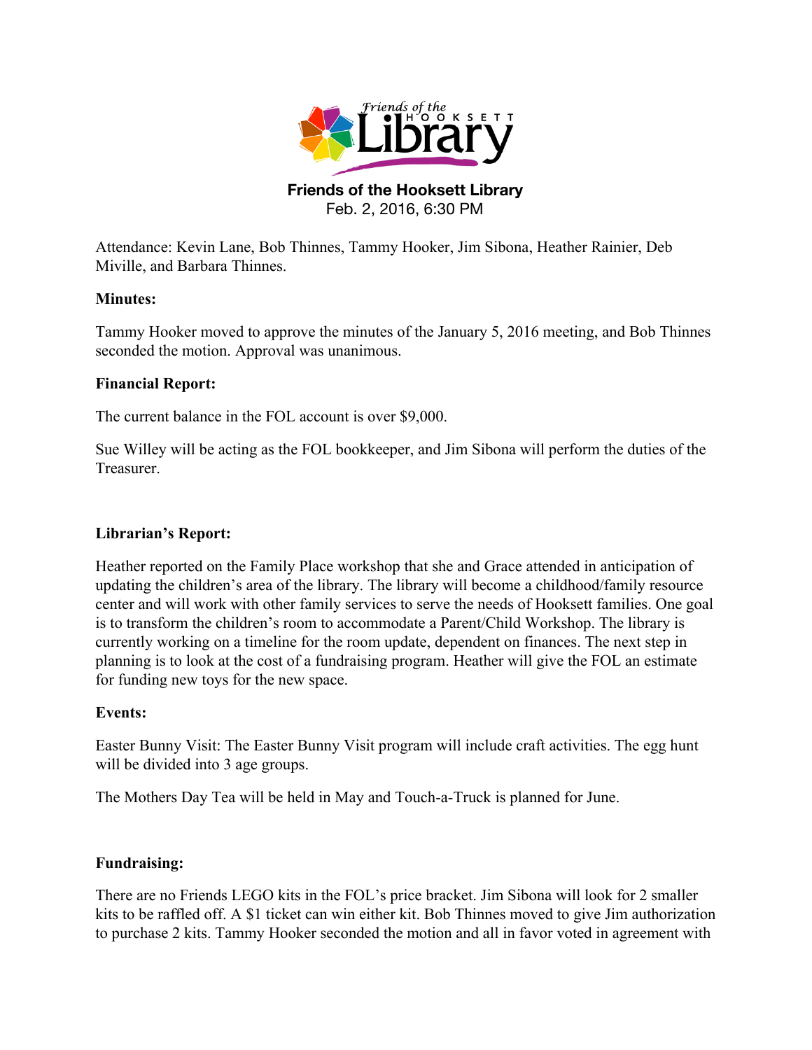**Friends of the Hooksett Library**
Feb. 2, 2016, 6:30 PM

Attendance: Kevin Lane, Bob Thinnes, Tammy Hooker, Jim Sibona, Heather Rainier, Deb Miville, and Barbara Thinnes.

**Minutes:**

Tammy Hooker moved to approve the minutes of the January 5, 2016 meeting, and Bob Thinnes seconded the motion. Approval was unanimous.

**Financial Report:**

The current balance in the FOL account is over $9,000.

Sue Willey will be acting as the FOL bookkeeper, and Jim Sibona will perform the duties of the Treasurer.

**Librarian's Report:**

Heather reported on the Family Place workshop that she and Grace attended in anticipation of updating the children's area of the library. The library will become a childhood/family resource center and will work with other family services to serve the needs of Hooksett families. One goal is to transform the children's room to accommodate a Parent/Child Workshop. The library is currently working on a timeline for the room update, dependent on finances. The next step in planning is to look at the cost of a fundraising program. Heather will give the FOL an estimate for funding new toys for the new space.

**Events:**

Easter Bunny Visit: The Easter Bunny Visit program will include craft activities. The egg hunt will be divided into 3 age groups.

The Mothers Day Tea will be held in May and Touch-a-Truck is planned for June.

**Fundraising:**

There are no Friends LEGO kits in the FOL's price bracket. Jim Sibona will look for 2 smaller kits to be raffled off. A $1 ticket can win either kit. Bob Thinnes moved to give Jim authorization to purchase 2 kits. Tammy Hooker seconded the motion and all in favor voted in agreement with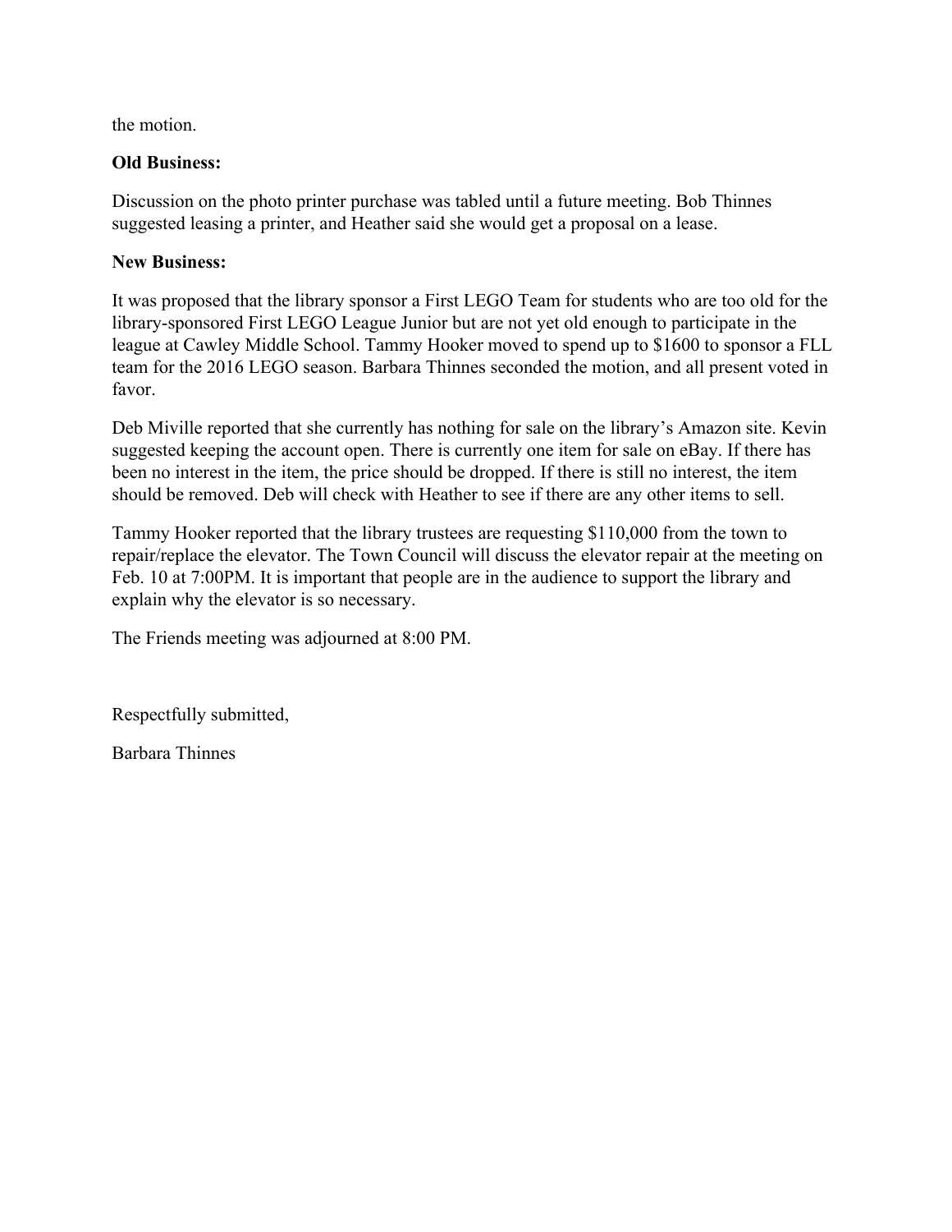the motion.

**Old Business:**

Discussion on the photo printer purchase was tabled until a future meeting. Bob Thinnes suggested leasing a printer, and Heather said she would get a proposal on a lease.

**New Business:**

It was proposed that the library sponsor a First LEGO Team for students who are too old for the library-sponsored First LEGO League Junior but are not yet old enough to participate in the league at Cawley Middle School. Tammy Hooker moved to spend up to $1600 to sponsor a FLL team for the 2016 LEGO season. Barbara Thinnes seconded the motion, and all present voted in favor.

Deb Miville reported that she currently has nothing for sale on the library's Amazon site. Kevin suggested keeping the account open. There is currently one item for sale on eBay. If there has been no interest in the item, the price should be dropped. If there is still no interest, the item should be removed. Deb will check with Heather to see if there are any other items to sell.

Tammy Hooker reported that the library trustees are requesting $110,000 from the town to repair/replace the elevator. The Town Council will discuss the elevator repair at the meeting on Feb. 10 at 7:00PM. It is important that people are in the audience to support the library and explain why the elevator is so necessary.

The Friends meeting was adjourned at 8:00 PM.

Respectfully submitted,

Barbara Thinnes